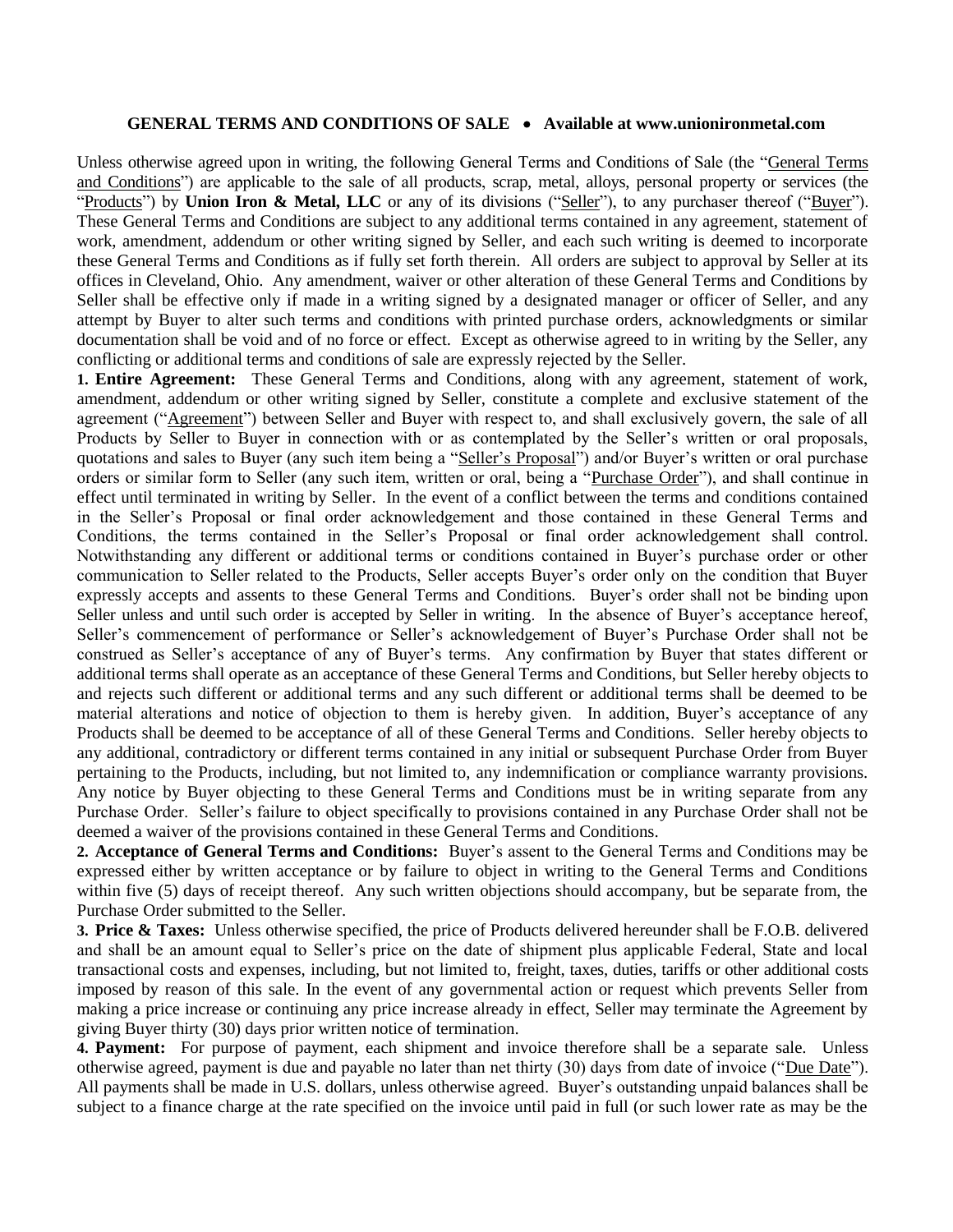# GENERAL TERMS AND CONDITIONS OF SALE • Available at www.unionironmetal.com

Unless otherwise agreed upon in writing, the following General Terms and Conditions of Sale (the "General Terms and Conditions") are applicable to the sale of all products, scrap, metal, alloys, personal property or services (the "Products") by **Union Iron & Metal, LLC** or any of its divisions ("Seller"), to any purchaser thereof ("Buyer"). These General Terms and Conditions are subject to any additional terms contained in any agreement, statement of work, amendment, addendum or other writing signed by Seller, and each such writing is deemed to incorporate these General Terms and Conditions as if fully set forth therein. All orders are subject to approval by Seller at its offices in Cleveland, Ohio. Any amendment, waiver or other alteration of these General Terms and Conditions by Seller shall be effective only if made in a writing signed by a designated manager or officer of Seller, and any attempt by Buyer to alter such terms and conditions with printed purchase orders, acknowledgments or similar documentation shall be void and of no force or effect. Except as otherwise agreed to in writing by the Seller, any conflicting or additional terms and conditions of sale are expressly rejected by the Seller.

**1. Entire Agreement:** These General Terms and Conditions, along with any agreement, statement of work, amendment, addendum or other writing signed by Seller, constitute a complete and exclusive statement of the agreement ("Agreement") between Seller and Buyer with respect to, and shall exclusively govern, the sale of all Products by Seller to Buyer in connection with or as contemplated by the Seller's written or oral proposals, quotations and sales to Buyer (any such item being a "Seller's Proposal") and/or Buyer's written or oral purchase orders or similar form to Seller (any such item, written or oral, being a "Purchase Order"), and shall continue in effect until terminated in writing by Seller. In the event of a conflict between the terms and conditions contained in the Seller's Proposal or final order acknowledgement and those contained in these General Terms and Conditions, the terms contained in the Seller's Proposal or final order acknowledgement shall control. Notwithstanding any different or additional terms or conditions contained in Buyer's purchase order or other communication to Seller related to the Products, Seller accepts Buyer's order only on the condition that Buyer expressly accepts and assents to these General Terms and Conditions. Buyer's order shall not be binding upon Seller unless and until such order is accepted by Seller in writing. In the absence of Buyer's acceptance hereof, Seller's commencement of performance or Seller's acknowledgement of Buyer's Purchase Order shall not be construed as Seller's acceptance of any of Buyer's terms. Any confirmation by Buyer that states different or additional terms shall operate as an acceptance of these General Terms and Conditions, but Seller hereby objects to and rejects such different or additional terms and any such different or additional terms shall be deemed to be material alterations and notice of objection to them is hereby given. In addition, Buyer's acceptance of any Products shall be deemed to be acceptance of all of these General Terms and Conditions. Seller hereby objects to any additional, contradictory or different terms contained in any initial or subsequent Purchase Order from Buyer pertaining to the Products, including, but not limited to, any indemnification or compliance warranty provisions. Any notice by Buyer objecting to these General Terms and Conditions must be in writing separate from any Purchase Order. Seller's failure to object specifically to provisions contained in any Purchase Order shall not be deemed a waiver of the provisions contained in these General Terms and Conditions.

**2. Acceptance of General Terms and Conditions:** Buyer's assent to the General Terms and Conditions may be expressed either by written acceptance or by failure to object in writing to the General Terms and Conditions within five (5) days of receipt thereof. Any such written objections should accompany, but be separate from, the Purchase Order submitted to the Seller.

**3. Price & Taxes:** Unless otherwise specified, the price of Products delivered hereunder shall be F.O.B. delivered and shall be an amount equal to Seller's price on the date of shipment plus applicable Federal, State and local transactional costs and expenses, including, but not limited to, freight, taxes, duties, tariffs or other additional costs imposed by reason of this sale. In the event of any governmental action or request which prevents Seller from making a price increase or continuing any price increase already in effect, Seller may terminate the Agreement by giving Buyer thirty (30) days prior written notice of termination.

**4. Payment:** For purpose of payment, each shipment and invoice therefore shall be a separate sale. Unless otherwise agreed, payment is due and payable no later than net thirty (30) days from date of invoice ("Due Date"). All payments shall be made in U.S. dollars, unless otherwise agreed. Buyer's outstanding unpaid balances shall be subject to a finance charge at the rate specified on the invoice until paid in full (or such lower rate as may be the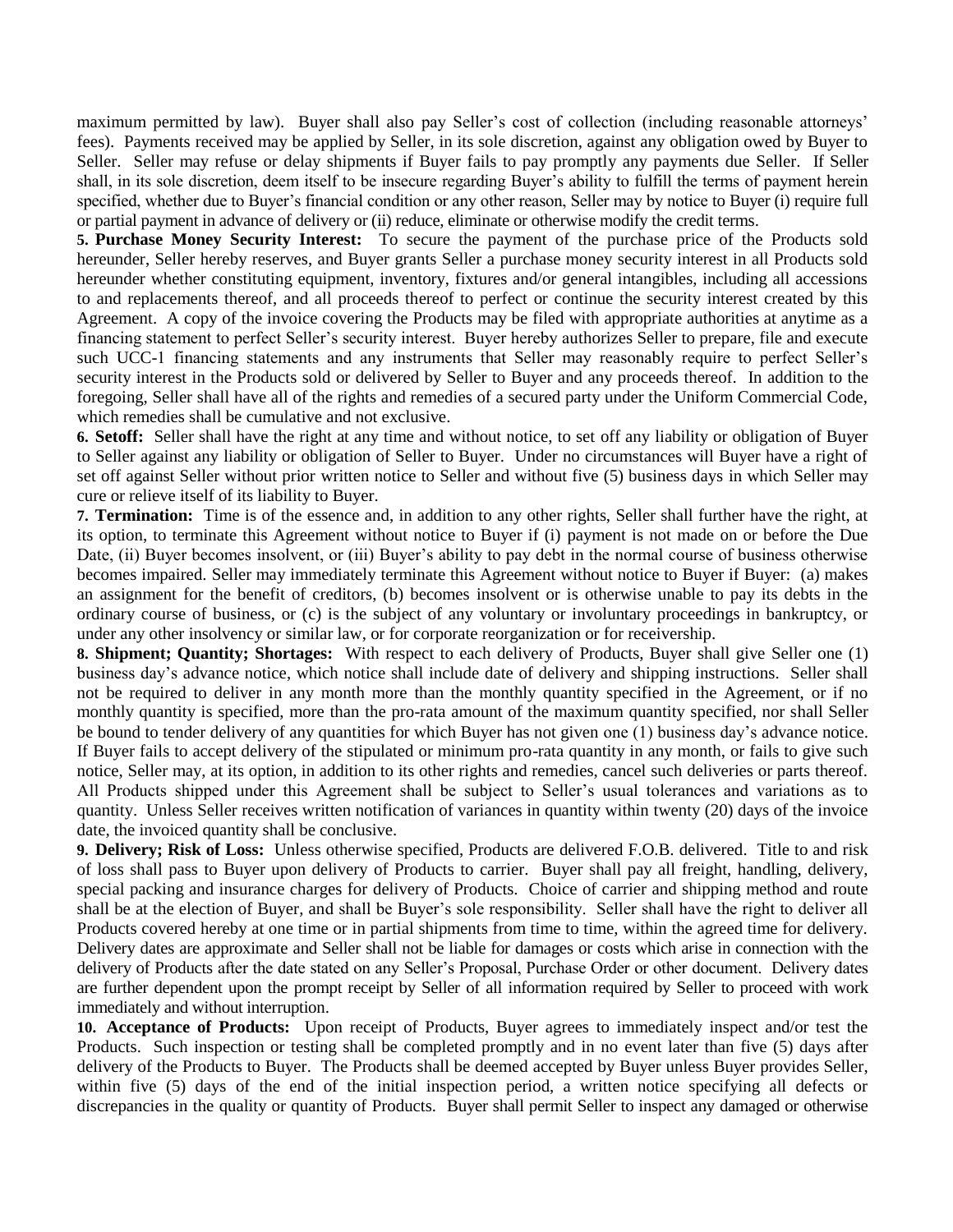maximum permitted by law). Buyer shall also pay Seller's cost of collection (including reasonable attorneys' fees). Payments received may be applied by Seller, in its sole discretion, against any obligation owed by Buyer to Seller. Seller may refuse or delay shipments if Buyer fails to pay promptly any payments due Seller. If Seller shall, in its sole discretion, deem itself to be insecure regarding Buyer's ability to fulfill the terms of payment herein specified, whether due to Buyer's financial condition or any other reason, Seller may by notice to Buyer (i) require full or partial payment in advance of delivery or (ii) reduce, eliminate or otherwise modify the credit terms.

**5. Purchase Money Security Interest:** To secure the payment of the purchase price of the Products sold hereunder, Seller hereby reserves, and Buyer grants Seller a purchase money security interest in all Products sold hereunder whether constituting equipment, inventory, fixtures and/or general intangibles, including all accessions to and replacements thereof, and all proceeds thereof to perfect or continue the security interest created by this Agreement. A copy of the invoice covering the Products may be filed with appropriate authorities at anytime as a financing statement to perfect Seller's security interest. Buyer hereby authorizes Seller to prepare, file and execute such UCC-1 financing statements and any instruments that Seller may reasonably require to perfect Seller's security interest in the Products sold or delivered by Seller to Buyer and any proceeds thereof. In addition to the foregoing, Seller shall have all of the rights and remedies of a secured party under the Uniform Commercial Code, which remedies shall be cumulative and not exclusive.

**6. Setoff:** Seller shall have the right at any time and without notice, to set off any liability or obligation of Buyer to Seller against any liability or obligation of Seller to Buyer. Under no circumstances will Buyer have a right of set off against Seller without prior written notice to Seller and without five (5) business days in which Seller may cure or relieve itself of its liability to Buyer.

**7. Termination:** Time is of the essence and, in addition to any other rights, Seller shall further have the right, at its option, to terminate this Agreement without notice to Buyer if (i) payment is not made on or before the Due Date, (ii) Buyer becomes insolvent, or (iii) Buyer's ability to pay debt in the normal course of business otherwise becomes impaired. Seller may immediately terminate this Agreement without notice to Buyer if Buyer: (a) makes an assignment for the benefit of creditors, (b) becomes insolvent or is otherwise unable to pay its debts in the ordinary course of business, or (c) is the subject of any voluntary or involuntary proceedings in bankruptcy, or under any other insolvency or similar law, or for corporate reorganization or for receivership.

**8. Shipment; Quantity; Shortages:** With respect to each delivery of Products, Buyer shall give Seller one (1) business day's advance notice, which notice shall include date of delivery and shipping instructions. Seller shall not be required to deliver in any month more than the monthly quantity specified in the Agreement, or if no monthly quantity is specified, more than the pro-rata amount of the maximum quantity specified, nor shall Seller be bound to tender delivery of any quantities for which Buyer has not given one (1) business day's advance notice. If Buyer fails to accept delivery of the stipulated or minimum pro-rata quantity in any month, or fails to give such notice, Seller may, at its option, in addition to its other rights and remedies, cancel such deliveries or parts thereof. All Products shipped under this Agreement shall be subject to Seller's usual tolerances and variations as to quantity. Unless Seller receives written notification of variances in quantity within twenty (20) days of the invoice date, the invoiced quantity shall be conclusive.

**9. Delivery; Risk of Loss:** Unless otherwise specified, Products are delivered F.O.B. delivered. Title to and risk of loss shall pass to Buyer upon delivery of Products to carrier. Buyer shall pay all freight, handling, delivery, special packing and insurance charges for delivery of Products. Choice of carrier and shipping method and route shall be at the election of Buyer, and shall be Buyer's sole responsibility. Seller shall have the right to deliver all Products covered hereby at one time or in partial shipments from time to time, within the agreed time for delivery. Delivery dates are approximate and Seller shall not be liable for damages or costs which arise in connection with the delivery of Products after the date stated on any Seller's Proposal, Purchase Order or other document. Delivery dates are further dependent upon the prompt receipt by Seller of all information required by Seller to proceed with work immediately and without interruption.

**10. Acceptance of Products:** Upon receipt of Products, Buyer agrees to immediately inspect and/or test the Products. Such inspection or testing shall be completed promptly and in no event later than five (5) days after delivery of the Products to Buyer. The Products shall be deemed accepted by Buyer unless Buyer provides Seller, within five (5) days of the end of the initial inspection period, a written notice specifying all defects or discrepancies in the quality or quantity of Products. Buyer shall permit Seller to inspect any damaged or otherwise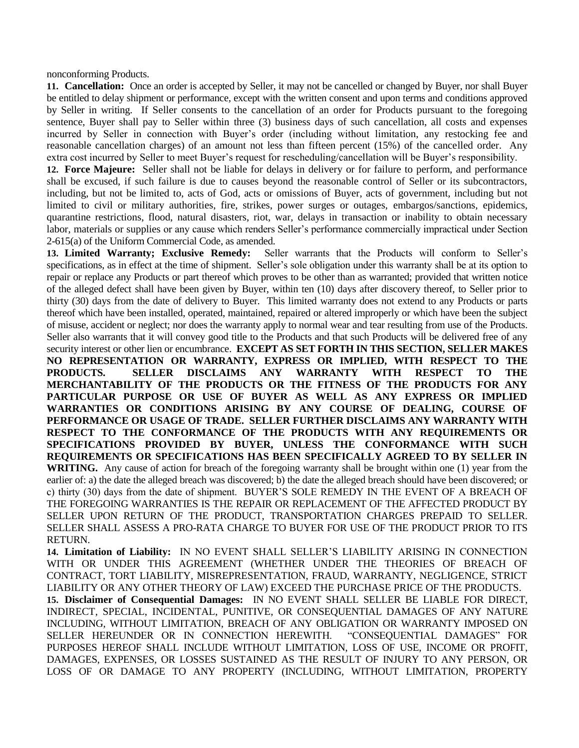nonconforming Products.

**11. Cancellation:** Once an order is accepted by Seller, it may not be cancelled or changed by Buyer, nor shall Buyer be entitled to delay shipment or performance, except with the written consent and upon terms and conditions approved by Seller in writing. If Seller consents to the cancellation of an order for Products pursuant to the foregoing sentence, Buyer shall pay to Seller within three (3) business days of such cancellation, all costs and expenses incurred by Seller in connection with Buyer's order (including without limitation, any restocking fee and reasonable cancellation charges) of an amount not less than fifteen percent (15%) of the cancelled order. Any extra cost incurred by Seller to meet Buyer's request for rescheduling/cancellation will be Buyer's responsibility.

**12. Force Majeure:** Seller shall not be liable for delays in delivery or for failure to perform, and performance shall be excused, if such failure is due to causes beyond the reasonable control of Seller or its subcontractors, including, but not be limited to, acts of God, acts or omissions of Buyer, acts of government, including but not limited to civil or military authorities, fire, strikes, power surges or outages, embargos/sanctions, epidemics, quarantine restrictions, flood, natural disasters, riot, war, delays in transaction or inability to obtain necessary labor, materials or supplies or any cause which renders Seller's performance commercially impractical under Section 2-615(a) of the Uniform Commercial Code, as amended.

**13. Limited Warranty; Exclusive Remedy:** Seller warrants that the Products will conform to Seller's specifications, as in effect at the time of shipment. Seller's sole obligation under this warranty shall be at its option to repair or replace any Products or part thereof which proves to be other than as warranted; provided that written notice of the alleged defect shall have been given by Buyer, within ten (10) days after discovery thereof, to Seller prior to thirty (30) days from the date of delivery to Buyer. This limited warranty does not extend to any Products or parts thereof which have been installed, operated, maintained, repaired or altered improperly or which have been the subject of misuse, accident or neglect; nor does the warranty apply to normal wear and tear resulting from use of the Products. Seller also warrants that it will convey good title to the Products and that such Products will be delivered free of any security interest or other lien or encumbrance. **EXCEPT AS SET FORTH IN THIS SECTION, SELLER MAKES NO REPRESENTATION OR WARRANTY, EXPRESS OR IMPLIED, WITH RESPECT TO THE PRODUCTS. SELLER DISCLAIMS ANY WARRANTY WITH RESPECT TO THE MERCHANTABILITY OF THE PRODUCTS OR THE FITNESS OF THE PRODUCTS FOR ANY PARTICULAR PURPOSE OR USE OF BUYER AS WELL AS ANY EXPRESS OR IMPLIED WARRANTIES OR CONDITIONS ARISING BY ANY COURSE OF DEALING, COURSE OF PERFORMANCE OR USAGE OF TRADE. SELLER FURTHER DISCLAIMS ANY WARRANTY WITH RESPECT TO THE CONFORMANCE OF THE PRODUCTS WITH ANY REQUIREMENTS OR SPECIFICATIONS PROVIDED BY BUYER, UNLESS THE CONFORMANCE WITH SUCH REQUIREMENTS OR SPECIFICATIONS HAS BEEN SPECIFICALLY AGREED TO BY SELLER IN WRITING.** Any cause of action for breach of the foregoing warranty shall be brought within one (1) year from the earlier of: a) the date the alleged breach was discovered; b) the date the alleged breach should have been discovered; or c) thirty (30) days from the date of shipment. BUYER'S SOLE REMEDY IN THE EVENT OF A BREACH OF THE FOREGOING WARRANTIES IS THE REPAIR OR REPLACEMENT OF THE AFFECTED PRODUCT BY SELLER UPON RETURN OF THE PRODUCT, TRANSPORTATION CHARGES PREPAID TO SELLER. SELLER SHALL ASSESS A PRO-RATA CHARGE TO BUYER FOR USE OF THE PRODUCT PRIOR TO ITS RETURN.

**14. Limitation of Liability:** IN NO EVENT SHALL SELLER'S LIABILITY ARISING IN CONNECTION WITH OR UNDER THIS AGREEMENT (WHETHER UNDER THE THEORIES OF BREACH OF CONTRACT, TORT LIABILITY, MISREPRESENTATION, FRAUD, WARRANTY, NEGLIGENCE, STRICT LIABILITY OR ANY OTHER THEORY OF LAW) EXCEED THE PURCHASE PRICE OF THE PRODUCTS.

**15. Disclaimer of Consequential Damages:** IN NO EVENT SHALL SELLER BE LIABLE FOR DIRECT, INDIRECT, SPECIAL, INCIDENTAL, PUNITIVE, OR CONSEQUENTIAL DAMAGES OF ANY NATURE INCLUDING, WITHOUT LIMITATION, BREACH OF ANY OBLIGATION OR WARRANTY IMPOSED ON SELLER HEREUNDER OR IN CONNECTION HEREWITH. "CONSEQUENTIAL DAMAGES" FOR PURPOSES HEREOF SHALL INCLUDE WITHOUT LIMITATION, LOSS OF USE, INCOME OR PROFIT, DAMAGES, EXPENSES, OR LOSSES SUSTAINED AS THE RESULT OF INJURY TO ANY PERSON, OR LOSS OF OR DAMAGE TO ANY PROPERTY (INCLUDING, WITHOUT LIMITATION, PROPERTY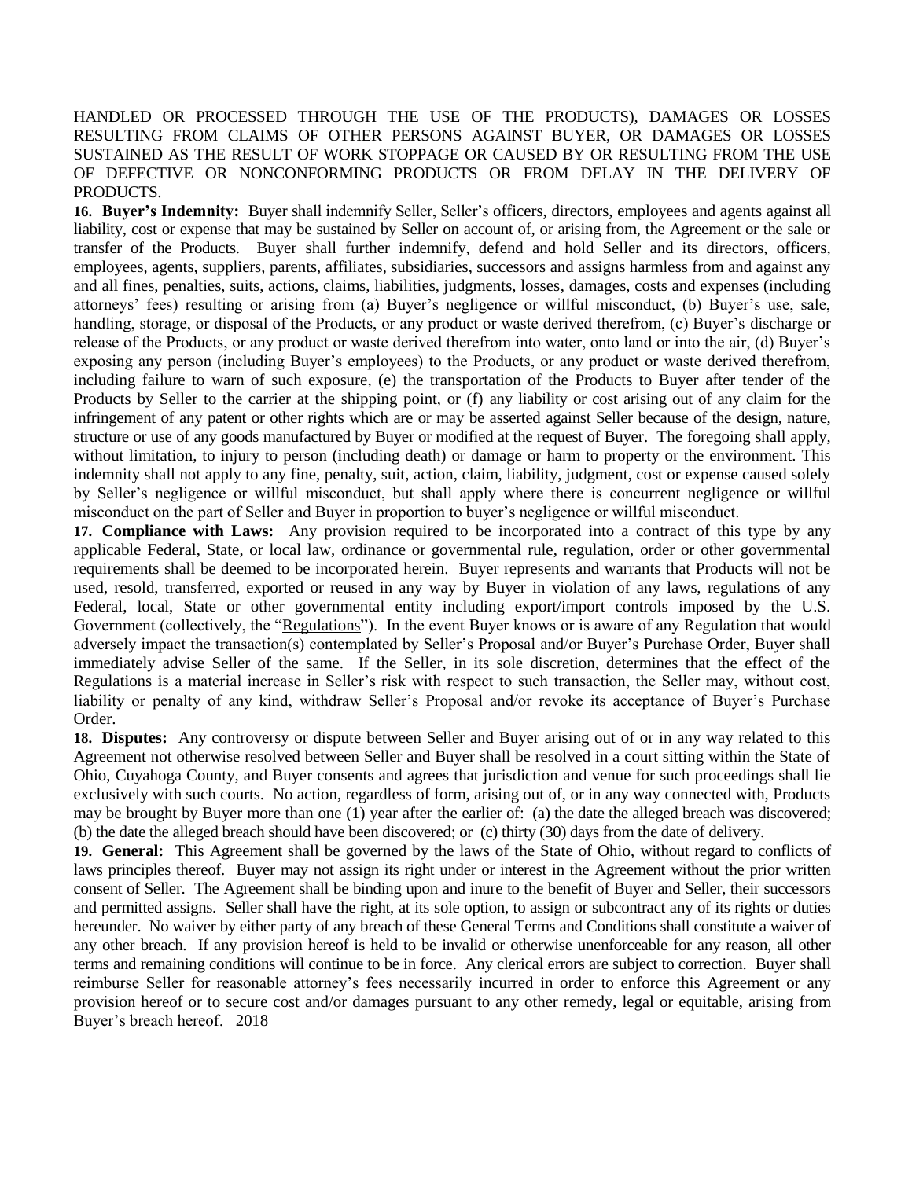HANDLED OR PROCESSED THROUGH THE USE OF THE PRODUCTS), DAMAGES OR LOSSES RESULTING FROM CLAIMS OF OTHER PERSONS AGAINST BUYER, OR DAMAGES OR LOSSES SUSTAINED AS THE RESULT OF WORK STOPPAGE OR CAUSED BY OR RESULTING FROM THE USE OF DEFECTIVE OR NONCONFORMING PRODUCTS OR FROM DELAY IN THE DELIVERY OF PRODUCTS.

**16. Buyer's Indemnity:** Buyer shall indemnify Seller, Seller's officers, directors, employees and agents against all liability, cost or expense that may be sustained by Seller on account of, or arising from, the Agreement or the sale or transfer of the Products. Buyer shall further indemnify, defend and hold Seller and its directors, officers, employees, agents, suppliers, parents, affiliates, subsidiaries, successors and assigns harmless from and against any and all fines, penalties, suits, actions, claims, liabilities, judgments, losses, damages, costs and expenses (including attorneys' fees) resulting or arising from (a) Buyer's negligence or willful misconduct, (b) Buyer's use, sale, handling, storage, or disposal of the Products, or any product or waste derived therefrom, (c) Buyer's discharge or release of the Products, or any product or waste derived therefrom into water, onto land or into the air, (d) Buyer's exposing any person (including Buyer's employees) to the Products, or any product or waste derived therefrom, including failure to warn of such exposure, (e) the transportation of the Products to Buyer after tender of the Products by Seller to the carrier at the shipping point, or (f) any liability or cost arising out of any claim for the infringement of any patent or other rights which are or may be asserted against Seller because of the design, nature, structure or use of any goods manufactured by Buyer or modified at the request of Buyer. The foregoing shall apply, without limitation, to injury to person (including death) or damage or harm to property or the environment. This indemnity shall not apply to any fine, penalty, suit, action, claim, liability, judgment, cost or expense caused solely by Seller's negligence or willful misconduct, but shall apply where there is concurrent negligence or willful misconduct on the part of Seller and Buyer in proportion to buyer's negligence or willful misconduct.

**17. Compliance with Laws:** Any provision required to be incorporated into a contract of this type by any applicable Federal, State, or local law, ordinance or governmental rule, regulation, order or other governmental requirements shall be deemed to be incorporated herein. Buyer represents and warrants that Products will not be used, resold, transferred, exported or reused in any way by Buyer in violation of any laws, regulations of any Federal, local, State or other governmental entity including export/import controls imposed by the U.S. Government (collectively, the "Regulations"). In the event Buyer knows or is aware of any Regulation that would adversely impact the transaction(s) contemplated by Seller's Proposal and/or Buyer's Purchase Order, Buyer shall immediately advise Seller of the same. If the Seller, in its sole discretion, determines that the effect of the Regulations is a material increase in Seller's risk with respect to such transaction, the Seller may, without cost, liability or penalty of any kind, withdraw Seller's Proposal and/or revoke its acceptance of Buyer's Purchase Order.

**18. Disputes:** Any controversy or dispute between Seller and Buyer arising out of or in any way related to this Agreement not otherwise resolved between Seller and Buyer shall be resolved in a court sitting within the State of Ohio, Cuyahoga County, and Buyer consents and agrees that jurisdiction and venue for such proceedings shall lie exclusively with such courts. No action, regardless of form, arising out of, or in any way connected with, Products may be brought by Buyer more than one (1) year after the earlier of: (a) the date the alleged breach was discovered; (b) the date the alleged breach should have been discovered; or (c) thirty (30) days from the date of delivery.

**19. General:** This Agreement shall be governed by the laws of the State of Ohio, without regard to conflicts of laws principles thereof. Buyer may not assign its right under or interest in the Agreement without the prior written consent of Seller. The Agreement shall be binding upon and inure to the benefit of Buyer and Seller, their successors and permitted assigns. Seller shall have the right, at its sole option, to assign or subcontract any of its rights or duties hereunder. No waiver by either party of any breach of these General Terms and Conditions shall constitute a waiver of any other breach. If any provision hereof is held to be invalid or otherwise unenforceable for any reason, all other terms and remaining conditions will continue to be in force. Any clerical errors are subject to correction. Buyer shall reimburse Seller for reasonable attorney's fees necessarily incurred in order to enforce this Agreement or any provision hereof or to secure cost and/or damages pursuant to any other remedy, legal or equitable, arising from Buyer's breach hereof. 2018